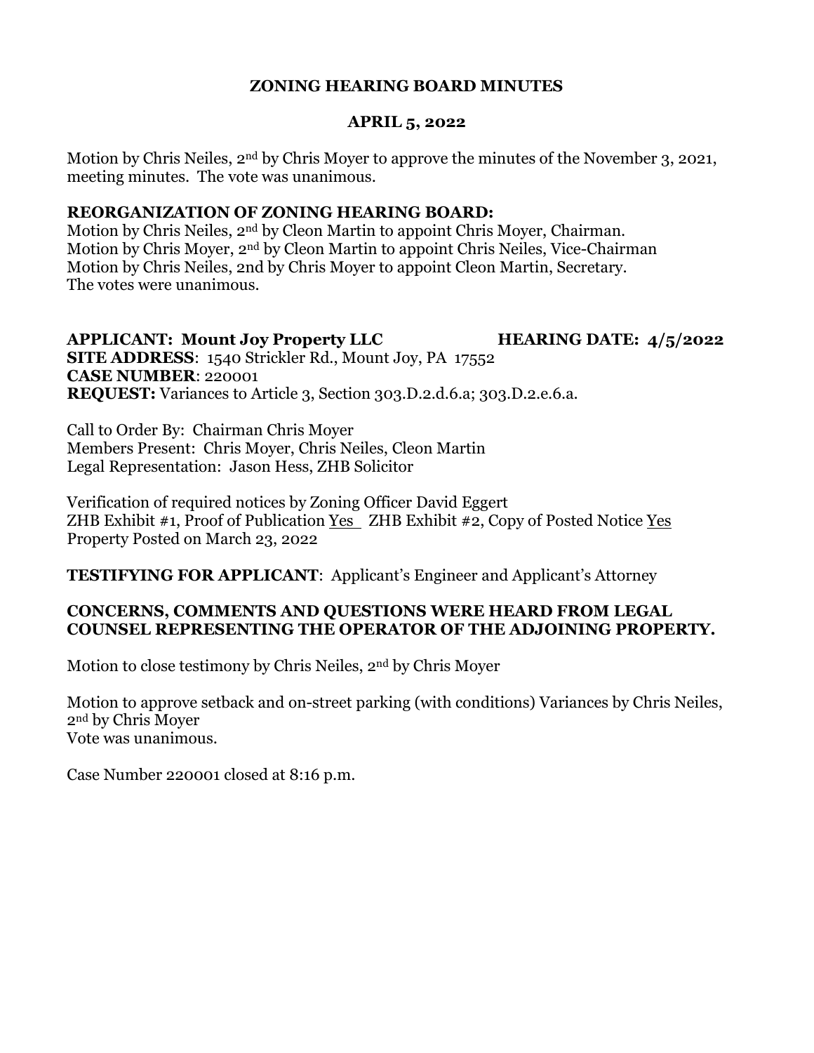# ZONING HEARING BOARD MINUTES

## APRIL 5, 2022

Motion by Chris Neiles, 2nd by Chris Moyer to approve the minutes of the November 3, 2021, meeting minutes. The vote was unanimous.

**REORGANIZATION OF ZONING HEARING BOARD:**
Motion by Chris Neiles, 2nd by Cleon Martin to appoint Chris Moyer, Chairman.
Motion by Chris Moyer, 2nd by Cleon Martin to appoint Chris Neiles, Vice-Chairman
Motion by Chris Neiles, 2nd by Chris Moyer to appoint Cleon Martin, Secretary.
The votes were unanimous.

**APPLICANT: Mount Joy Property LLC** **HEARING DATE: 4/5/2022**
**SITE ADDRESS**: 1540 Strickler Rd., Mount Joy, PA 17552
**CASE NUMBER**: 220001
**REQUEST:** Variances to Article 3, Section 303.D.2.d.6.a; 303.D.2.e.6.a.

Call to Order By: Chairman Chris Moyer
Members Present: Chris Moyer, Chris Neiles, Cleon Martin
Legal Representation: Jason Hess, ZHB Solicitor

Verification of required notices by Zoning Officer David Eggert
ZHB Exhibit #1, Proof of Publication Yes ZHB Exhibit #2, Copy of Posted Notice Yes
Property Posted on March 23, 2022

**TESTIFYING FOR APPLICANT**: Applicant's Engineer and Applicant's Attorney

**CONCERNS, COMMENTS AND QUESTIONS WERE HEARD FROM LEGAL COUNSEL REPRESENTING THE OPERATOR OF THE ADJOINING PROPERTY.**

Motion to close testimony by Chris Neiles, 2nd by Chris Moyer

Motion to approve setback and on-street parking (with conditions) Variances by Chris Neiles, 2nd by Chris Moyer
Vote was unanimous.

Case Number 220001 closed at 8:16 p.m.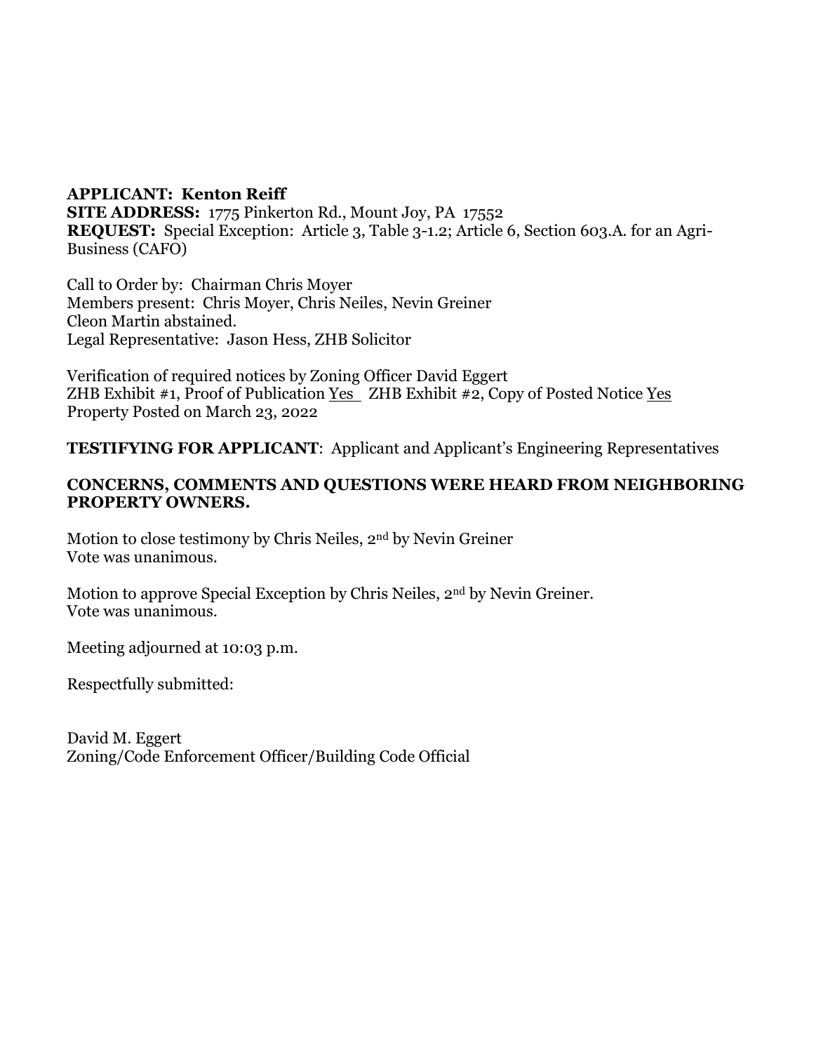**APPLICANT: Kenton Reiff**
**SITE ADDRESS:** 1775 Pinkerton Rd., Mount Joy, PA 17552
**REQUEST:** Special Exception: Article 3, Table 3-1.2; Article 6, Section 603.A. for an Agri-Business (CAFO)

Call to Order by: Chairman Chris Moyer
Members present: Chris Moyer, Chris Neiles, Nevin Greiner
Cleon Martin abstained.
Legal Representative: Jason Hess, ZHB Solicitor

Verification of required notices by Zoning Officer David Eggert
ZHB Exhibit #1, Proof of Publication Yes ZHB Exhibit #2, Copy of Posted Notice Yes
Property Posted on March 23, 2022

**TESTIFYING FOR APPLICANT**: Applicant and Applicant's Engineering Representatives

**CONCERNS, COMMENTS AND QUESTIONS WERE HEARD FROM NEIGHBORING PROPERTY OWNERS.**

Motion to close testimony by Chris Neiles, 2nd by Nevin Greiner
Vote was unanimous.

Motion to approve Special Exception by Chris Neiles, 2nd by Nevin Greiner.
Vote was unanimous.

Meeting adjourned at 10:03 p.m.

Respectfully submitted:

David M. Eggert
Zoning/Code Enforcement Officer/Building Code Official